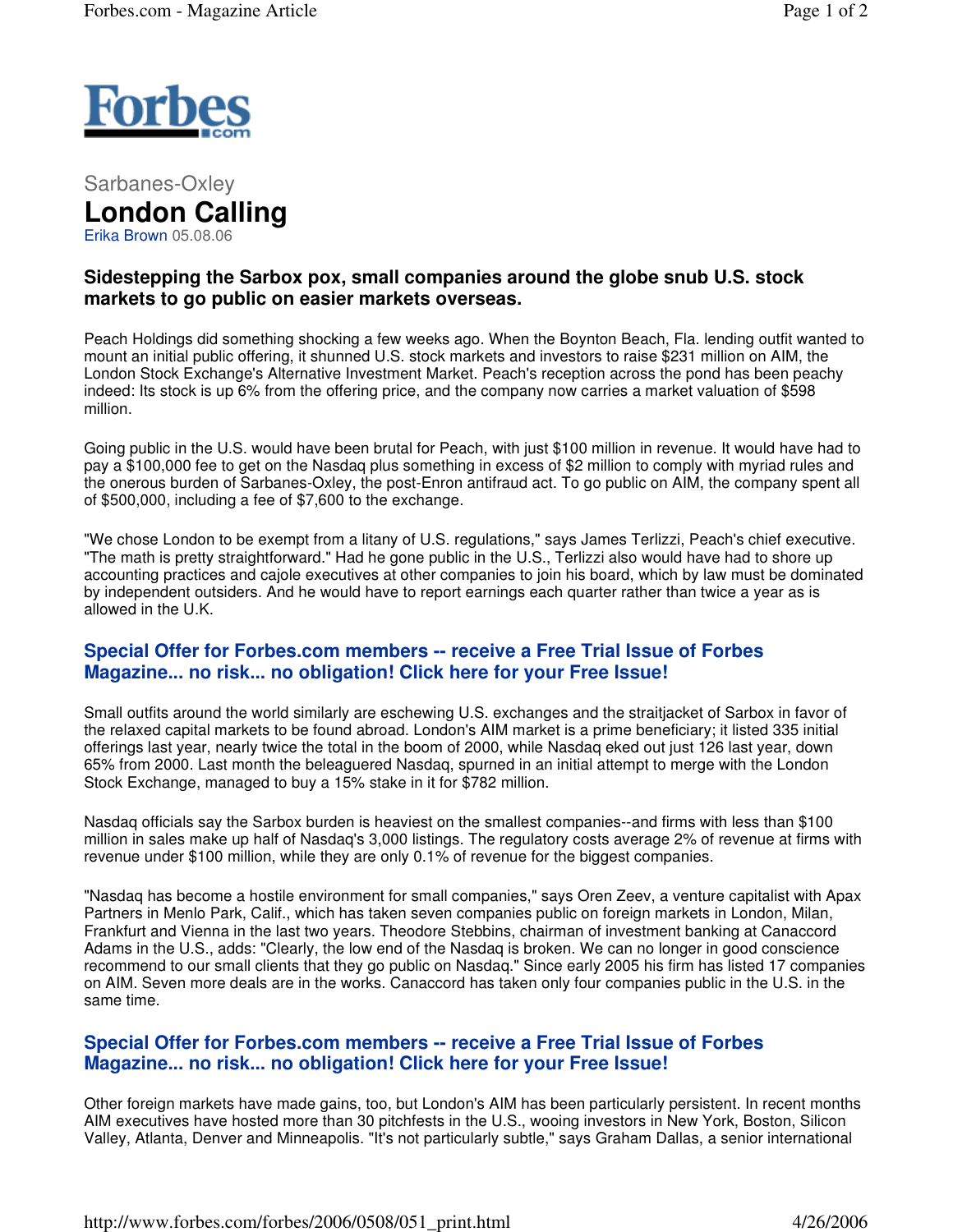Sarbanes-Oxley

# London Calling

Erika Brown 05.08.06

**Sidestepping the Sarbox pox, small companies around the globe snub U.S. stock markets to go public on easier markets overseas.**

Peach Holdings did something shocking a few weeks ago. When the Boynton Beach, Fla. lending outfit wanted to mount an initial public offering, it shunned U.S. stock markets and investors to raise $231 million on AIM, the London Stock Exchange's Alternative Investment Market. Peach's reception across the pond has been peachy indeed: Its stock is up 6% from the offering price, and the company now carries a market valuation of $598 million.

Going public in the U.S. would have been brutal for Peach, with just $100 million in revenue. It would have had to pay a $100,000 fee to get on the Nasdaq plus something in excess of $2 million to comply with myriad rules and the onerous burden of Sarbanes-Oxley, the post-Enron antifraud act. To go public on AIM, the company spent all of $500,000, including a fee of $7,600 to the exchange.

"We chose London to be exempt from a litany of U.S. regulations," says James Terlizzi, Peach's chief executive. "The math is pretty straightforward." Had he gone public in the U.S., Terlizzi also would have had to shore up accounting practices and cajole executives at other companies to join his board, which by law must be dominated by independent outsiders. And he would have to report earnings each quarter rather than twice a year as is allowed in the U.K.

**Special Offer for Forbes.com members -- receive a Free Trial Issue of Forbes Magazine... no risk... no obligation! Click here for your Free Issue!**

Small outfits around the world similarly are eschewing U.S. exchanges and the straitjacket of Sarbox in favor of the relaxed capital markets to be found abroad. London's AIM market is a prime beneficiary; it listed 335 initial offerings last year, nearly twice the total in the boom of 2000, while Nasdaq eked out just 126 last year, down 65% from 2000. Last month the beleaguered Nasdaq, spurned in an initial attempt to merge with the London Stock Exchange, managed to buy a 15% stake in it for $782 million.

Nasdaq officials say the Sarbox burden is heaviest on the smallest companies--and firms with less than $100 million in sales make up half of Nasdaq's 3,000 listings. The regulatory costs average 2% of revenue at firms with revenue under $100 million, while they are only 0.1% of revenue for the biggest companies.

"Nasdaq has become a hostile environment for small companies," says Oren Zeev, a venture capitalist with Apax Partners in Menlo Park, Calif., which has taken seven companies public on foreign markets in London, Milan, Frankfurt and Vienna in the last two years. Theodore Stebbins, chairman of investment banking at Canaccord Adams in the U.S., adds: "Clearly, the low end of the Nasdaq is broken. We can no longer in good conscience recommend to our small clients that they go public on Nasdaq." Since early 2005 his firm has listed 17 companies on AIM. Seven more deals are in the works. Canaccord has taken only four companies public in the U.S. in the same time.

**Special Offer for Forbes.com members -- receive a Free Trial Issue of Forbes Magazine... no risk... no obligation! Click here for your Free Issue!**

Other foreign markets have made gains, too, but London's AIM has been particularly persistent. In recent months AIM executives have hosted more than 30 pitchfests in the U.S., wooing investors in New York, Boston, Silicon Valley, Atlanta, Denver and Minneapolis. "It's not particularly subtle," says Graham Dallas, a senior international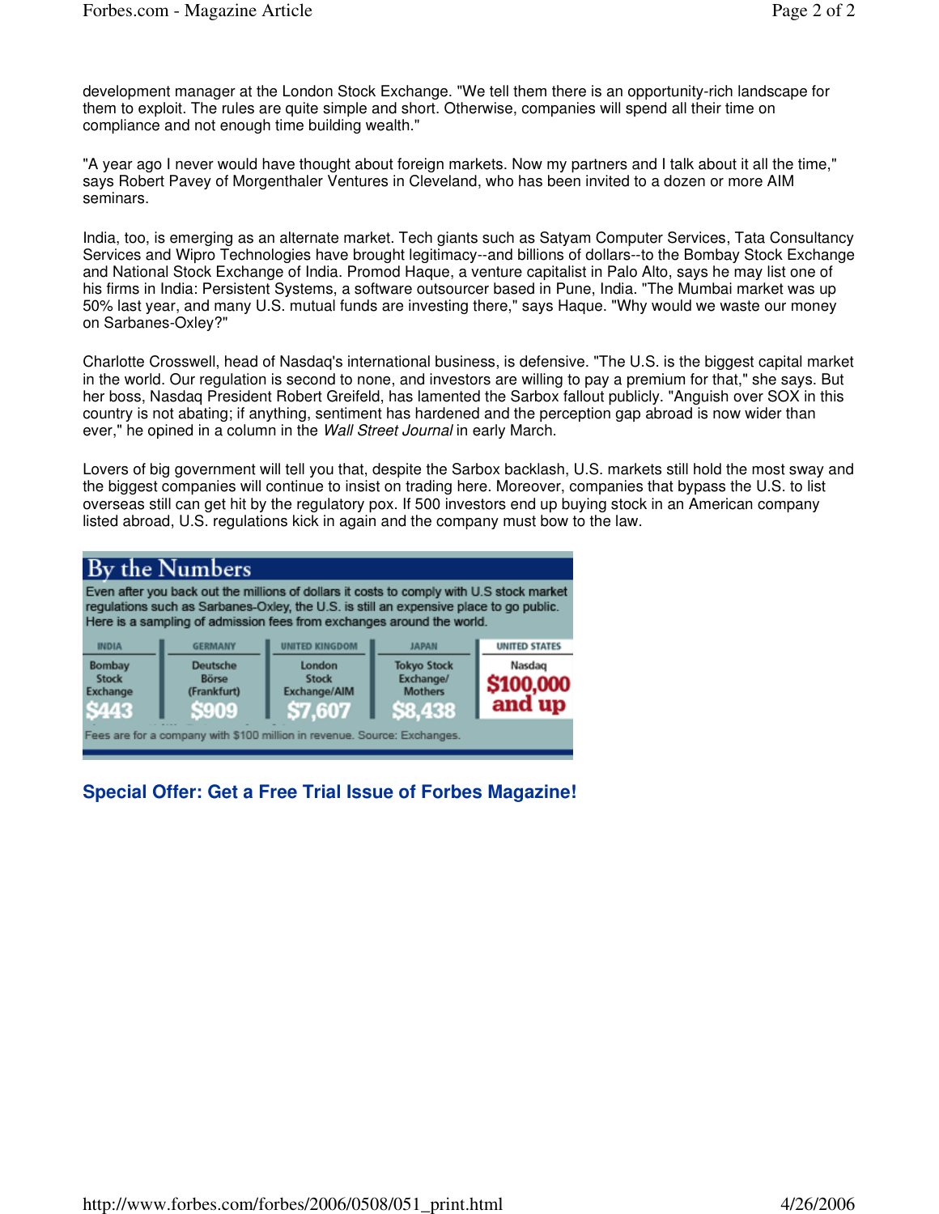development manager at the London Stock Exchange. "We tell them there is an opportunity-rich landscape for them to exploit. The rules are quite simple and short. Otherwise, companies will spend all their time on compliance and not enough time building wealth."

"A year ago I never would have thought about foreign markets. Now my partners and I talk about it all the time," says Robert Pavey of Morgenthaler Ventures in Cleveland, who has been invited to a dozen or more AIM seminars.

India, too, is emerging as an alternate market. Tech giants such as Satyam Computer Services, Tata Consultancy Services and Wipro Technologies have brought legitimacy--and billions of dollars--to the Bombay Stock Exchange and National Stock Exchange of India. Promod Haque, a venture capitalist in Palo Alto, says he may list one of his firms in India: Persistent Systems, a software outsourcer based in Pune, India. "The Mumbai market was up 50% last year, and many U.S. mutual funds are investing there," says Haque. "Why would we waste our money on Sarbanes-Oxley?"

Charlotte Crosswell, head of Nasdaq's international business, is defensive. "The U.S. is the biggest capital market in the world. Our regulation is second to none, and investors are willing to pay a premium for that," she says. But her boss, Nasdaq President Robert Greifeld, has lamented the Sarbox fallout publicly. "Anguish over SOX in this country is not abating; if anything, sentiment has hardened and the perception gap abroad is now wider than ever," he opined in a column in the *Wall Street Journal* in early March.

Lovers of big government will tell you that, despite the Sarbox backlash, U.S. markets still hold the most sway and the biggest companies will continue to insist on trading here. Moreover, companies that bypass the U.S. to list overseas still can get hit by the regulatory pox. If 500 investors end up buying stock in an American company listed abroad, U.S. regulations kick in again and the company must bow to the law.

## By the Numbers

Even after you back out the millions of dollars it costs to comply with U.S stock market regulations such as Sarbanes-Oxley, the U.S. is still an expensive place to go public. Here is a sampling of admission fees from exchanges around the world.

| India | Germany | United Kingdom | Japan | United States |
|---|---|---|---|---|
| Bombay Stock Exchange | Deutsche Börse (Frankfurt) | London Stock Exchange/AIM | Tokyo Stock Exchange/ Mothers | Nasdaq |
| $443 | $909 | $7,607 | $8,438 | $100,000 and up |

Fees are for a company with $100 million in revenue. Source: Exchanges.

**Special Offer: Get a Free Trial Issue of Forbes Magazine!**